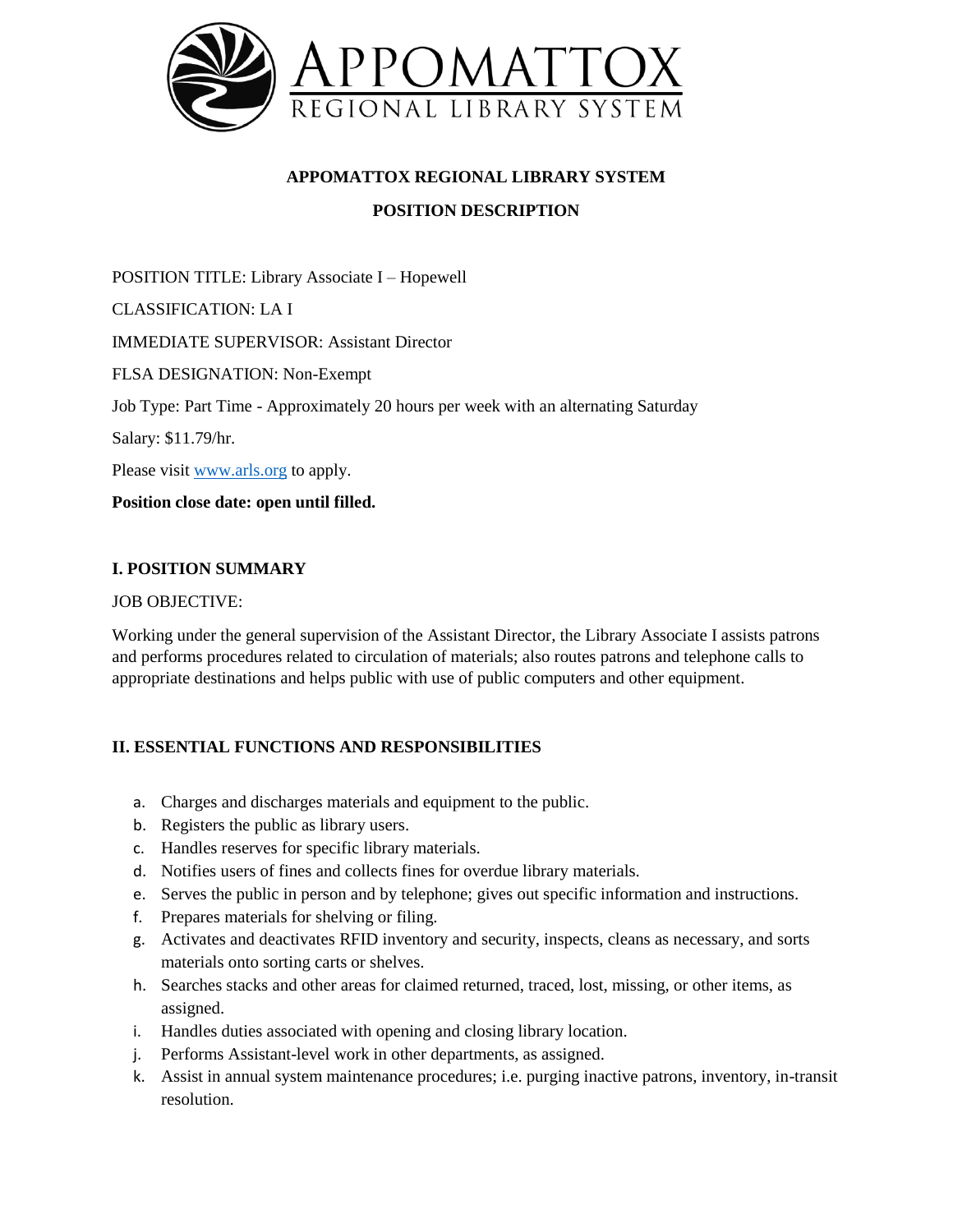APPOMATTOX
REGIONAL LIBRARY SYSTEM

**APPOMATTOX REGIONAL LIBRARY SYSTEM**

**POSITION DESCRIPTION**

POSITION TITLE: Library Associate I – Hopewell

CLASSIFICATION: LA I

IMMEDIATE SUPERVISOR: Assistant Director

FLSA DESIGNATION: Non-Exempt

Job Type: Part Time - Approximately 20 hours per week with an alternating Saturday

Salary: $11.79/hr.

Please visit www.arls.org to apply.

**Position close date: open until filled.**

## I. POSITION SUMMARY

JOB OBJECTIVE:

Working under the general supervision of the Assistant Director, the Library Associate I assists patrons and performs procedures related to circulation of materials; also routes patrons and telephone calls to appropriate destinations and helps public with use of public computers and other equipment.

## II. ESSENTIAL FUNCTIONS AND RESPONSIBILITIES

a. Charges and discharges materials and equipment to the public.
b. Registers the public as library users.
c. Handles reserves for specific library materials.
d. Notifies users of fines and collects fines for overdue library materials.
e. Serves the public in person and by telephone; gives out specific information and instructions.
f. Prepares materials for shelving or filing.
g. Activates and deactivates RFID inventory and security, inspects, cleans as necessary, and sorts materials onto sorting carts or shelves.
h. Searches stacks and other areas for claimed returned, traced, lost, missing, or other items, as assigned.
i. Handles duties associated with opening and closing library location.
j. Performs Assistant-level work in other departments, as assigned.
k. Assist in annual system maintenance procedures; i.e. purging inactive patrons, inventory, in-transit resolution.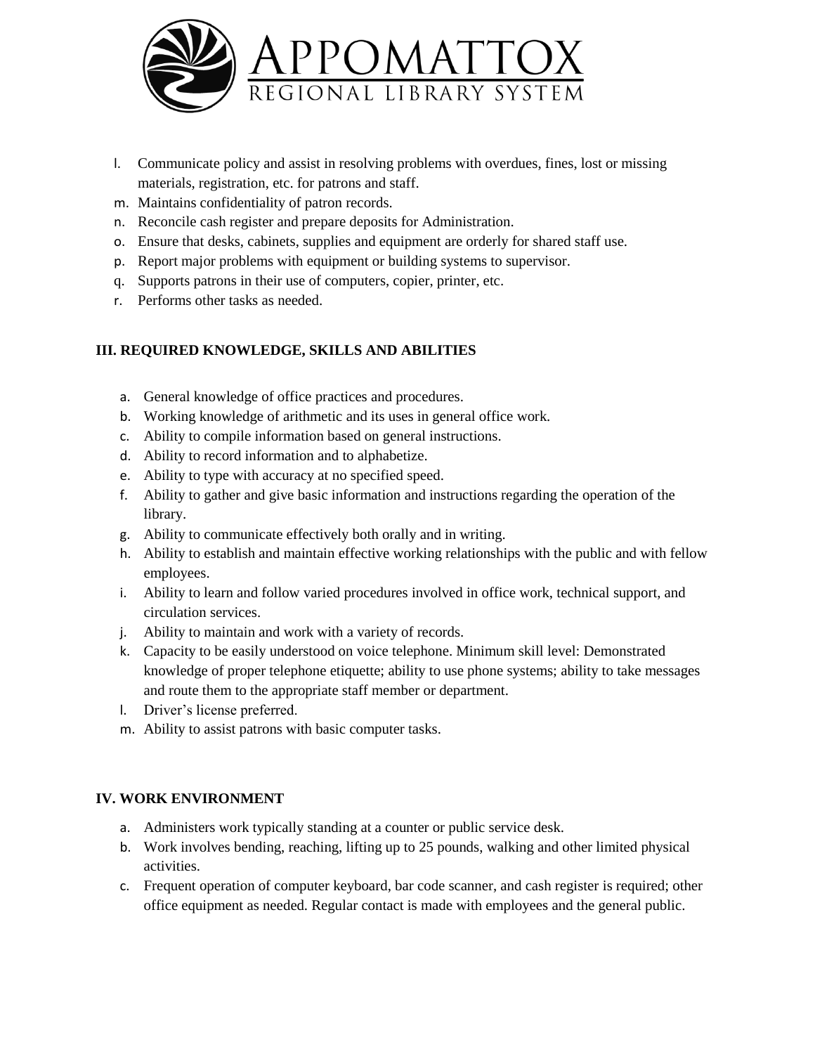l. Communicate policy and assist in resolving problems with overdues, fines, lost or missing materials, registration, etc. for patrons and staff.
m. Maintains confidentiality of patron records.
n. Reconcile cash register and prepare deposits for Administration.
o. Ensure that desks, cabinets, supplies and equipment are orderly for shared staff use.
p. Report major problems with equipment or building systems to supervisor.
q. Supports patrons in their use of computers, copier, printer, etc.
r. Performs other tasks as needed.

## III. REQUIRED KNOWLEDGE, SKILLS AND ABILITIES

a. General knowledge of office practices and procedures.
b. Working knowledge of arithmetic and its uses in general office work.
c. Ability to compile information based on general instructions.
d. Ability to record information and to alphabetize.
e. Ability to type with accuracy at no specified speed.
f. Ability to gather and give basic information and instructions regarding the operation of the library.
g. Ability to communicate effectively both orally and in writing.
h. Ability to establish and maintain effective working relationships with the public and with fellow employees.
i. Ability to learn and follow varied procedures involved in office work, technical support, and circulation services.
j. Ability to maintain and work with a variety of records.
k. Capacity to be easily understood on voice telephone. Minimum skill level: Demonstrated knowledge of proper telephone etiquette; ability to use phone systems; ability to take messages and route them to the appropriate staff member or department.
l. Driver's license preferred.
m. Ability to assist patrons with basic computer tasks.

## IV. WORK ENVIRONMENT

a. Administers work typically standing at a counter or public service desk.
b. Work involves bending, reaching, lifting up to 25 pounds, walking and other limited physical activities.
c. Frequent operation of computer keyboard, bar code scanner, and cash register is required; other office equipment as needed. Regular contact is made with employees and the general public.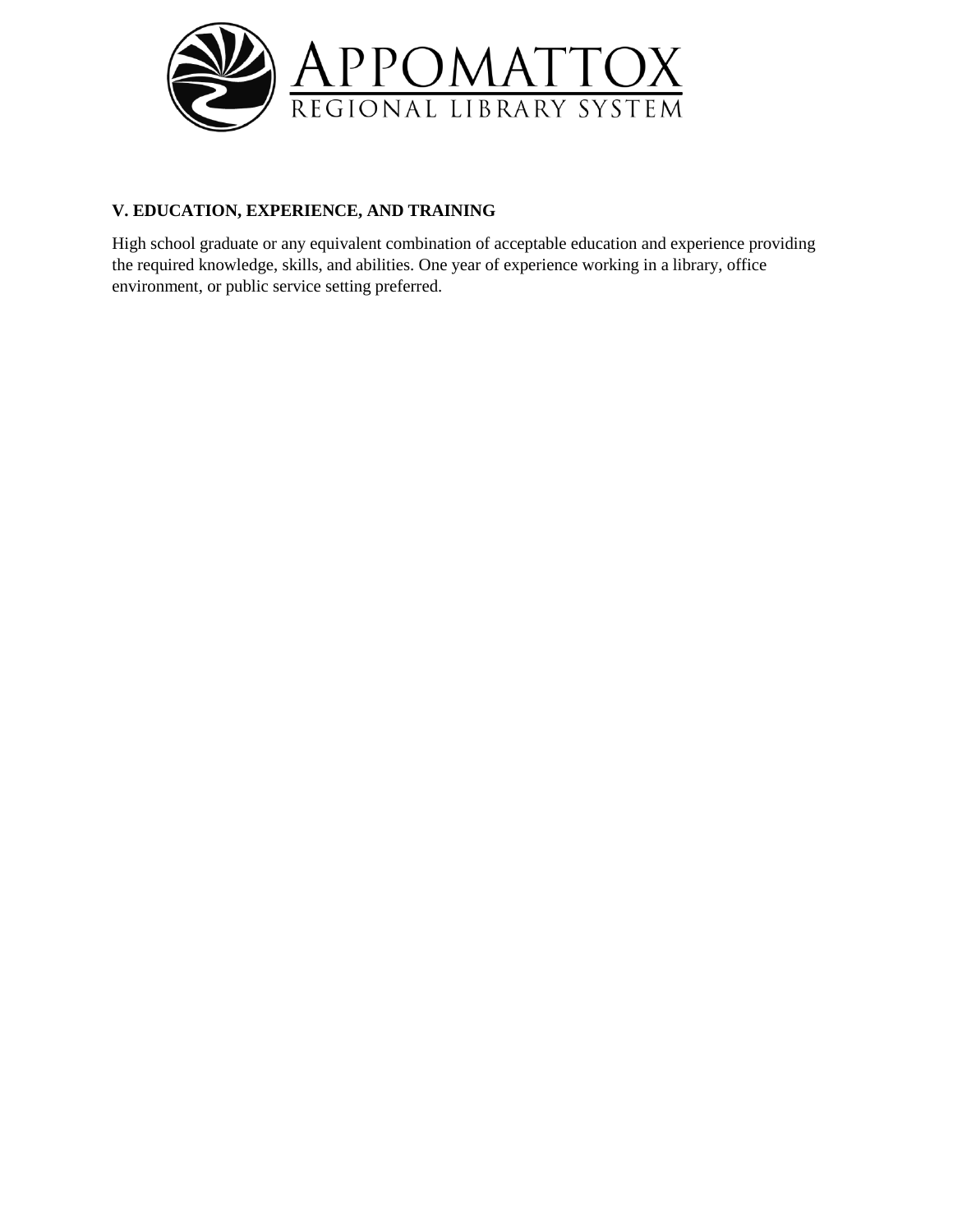## V. EDUCATION, EXPERIENCE, AND TRAINING

High school graduate or any equivalent combination of acceptable education and experience providing the required knowledge, skills, and abilities. One year of experience working in a library, office environment, or public service setting preferred.